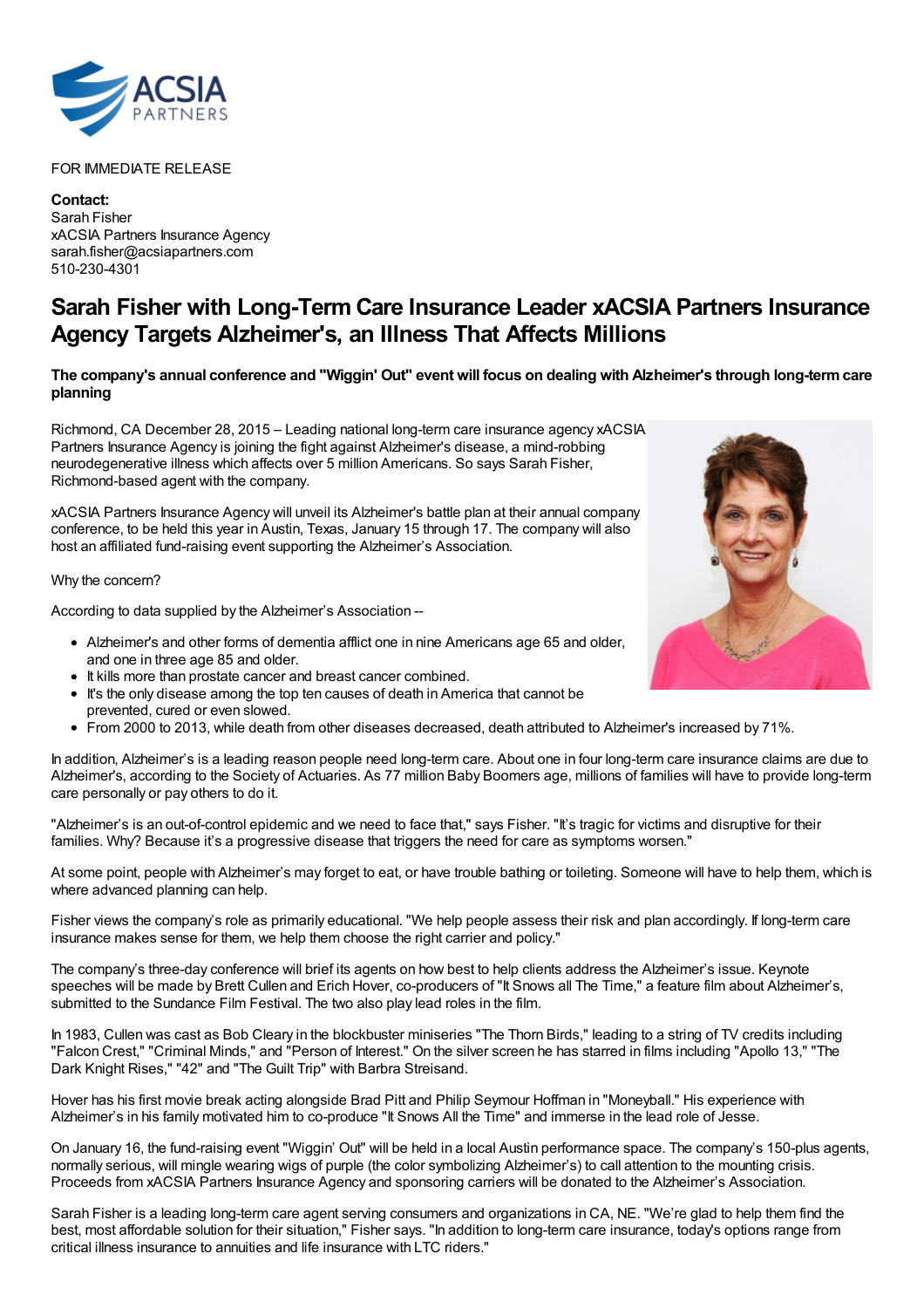FOR IMMEDIATE RELEASE

**Contact:**
Sarah Fisher
xACSIA Partners Insurance Agency
sarah.fisher@acsiapartners.com
510-230-4301

# Sarah Fisher with Long-Term Care Insurance Leader xACSIA Partners Insurance Agency Targets Alzheimer's, an Illness That Affects Millions

**The company's annual conference and "Wiggin' Out" event will focus on dealing with Alzheimer's through long-term care planning**

Richmond, CA December 28, 2015 – Leading national long-term care insurance agency xACSIA Partners Insurance Agency is joining the fight against Alzheimer's disease, a mind-robbing neurodegenerative illness which affects over 5 million Americans. So says Sarah Fisher, Richmond-based agent with the company.

xACSIA Partners Insurance Agency will unveil its Alzheimer's battle plan at their annual company conference, to be held this year in Austin, Texas, January 15 through 17. The company will also host an affiliated fund-raising event supporting the Alzheimer's Association.

Why the concern?

According to data supplied by the Alzheimer's Association --

- Alzheimer's and other forms of dementia afflict one in nine Americans age 65 and older, and one in three age 85 and older.
- It kills more than prostate cancer and breast cancer combined.
- It's the only disease among the top ten causes of death in America that cannot be prevented, cured or even slowed.
- From 2000 to 2013, while death from other diseases decreased, death attributed to Alzheimer's increased by 71%.

In addition, Alzheimer's is a leading reason people need long-term care. About one in four long-term care insurance claims are due to Alzheimer's, according to the Society of Actuaries. As 77 million Baby Boomers age, millions of families will have to provide long-term care personally or pay others to do it.

"Alzheimer's is an out-of-control epidemic and we need to face that," says Fisher. "It's tragic for victims and disruptive for their families. Why? Because it's a progressive disease that triggers the need for care as symptoms worsen."

At some point, people with Alzheimer's may forget to eat, or have trouble bathing or toileting. Someone will have to help them, which is where advanced planning can help.

Fisher views the company's role as primarily educational. "We help people assess their risk and plan accordingly. If long-term care insurance makes sense for them, we help them choose the right carrier and policy."

The company's three-day conference will brief its agents on how best to help clients address the Alzheimer's issue. Keynote speeches will be made by Brett Cullen and Erich Hover, co-producers of "It Snows all The Time," a feature film about Alzheimer's, submitted to the Sundance Film Festival. The two also play lead roles in the film.

In 1983, Cullen was cast as Bob Cleary in the blockbuster miniseries "The Thorn Birds," leading to a string of TV credits including "Falcon Crest," "Criminal Minds," and "Person of Interest." On the silver screen he has starred in films including "Apollo 13," "The Dark Knight Rises," "42" and "The Guilt Trip" with Barbra Streisand.

Hover has his first movie break acting alongside Brad Pitt and Philip Seymour Hoffman in "Moneyball." His experience with Alzheimer's in his family motivated him to co-produce "It Snows All the Time" and immerse in the lead role of Jesse.

On January 16, the fund-raising event "Wiggin' Out" will be held in a local Austin performance space. The company's 150-plus agents, normally serious, will mingle wearing wigs of purple (the color symbolizing Alzheimer's) to call attention to the mounting crisis. Proceeds from xACSIA Partners Insurance Agency and sponsoring carriers will be donated to the Alzheimer's Association.

Sarah Fisher is a leading long-term care agent serving consumers and organizations in CA, NE. "We're glad to help them find the best, most affordable solution for their situation," Fisher says. "In addition to long-term care insurance, today's options range from critical illness insurance to annuities and life insurance with LTC riders."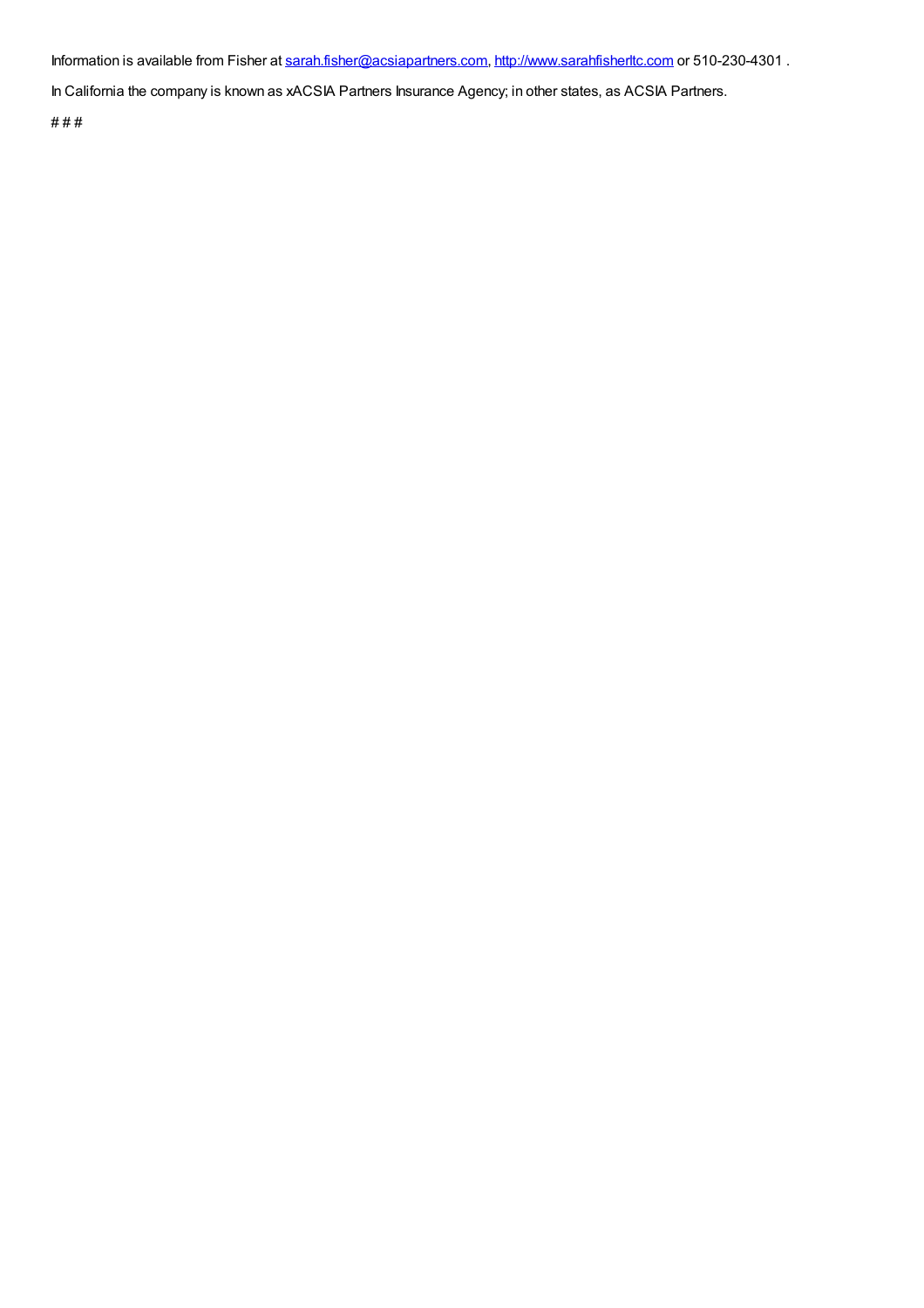Information is available from Fisher at sarah.fisher@acsiapartners.com, http://www.sarahfisherltc.com or 510-230-4301 .

In California the company is known as xACSIA Partners Insurance Agency; in other states, as ACSIA Partners.

# # #